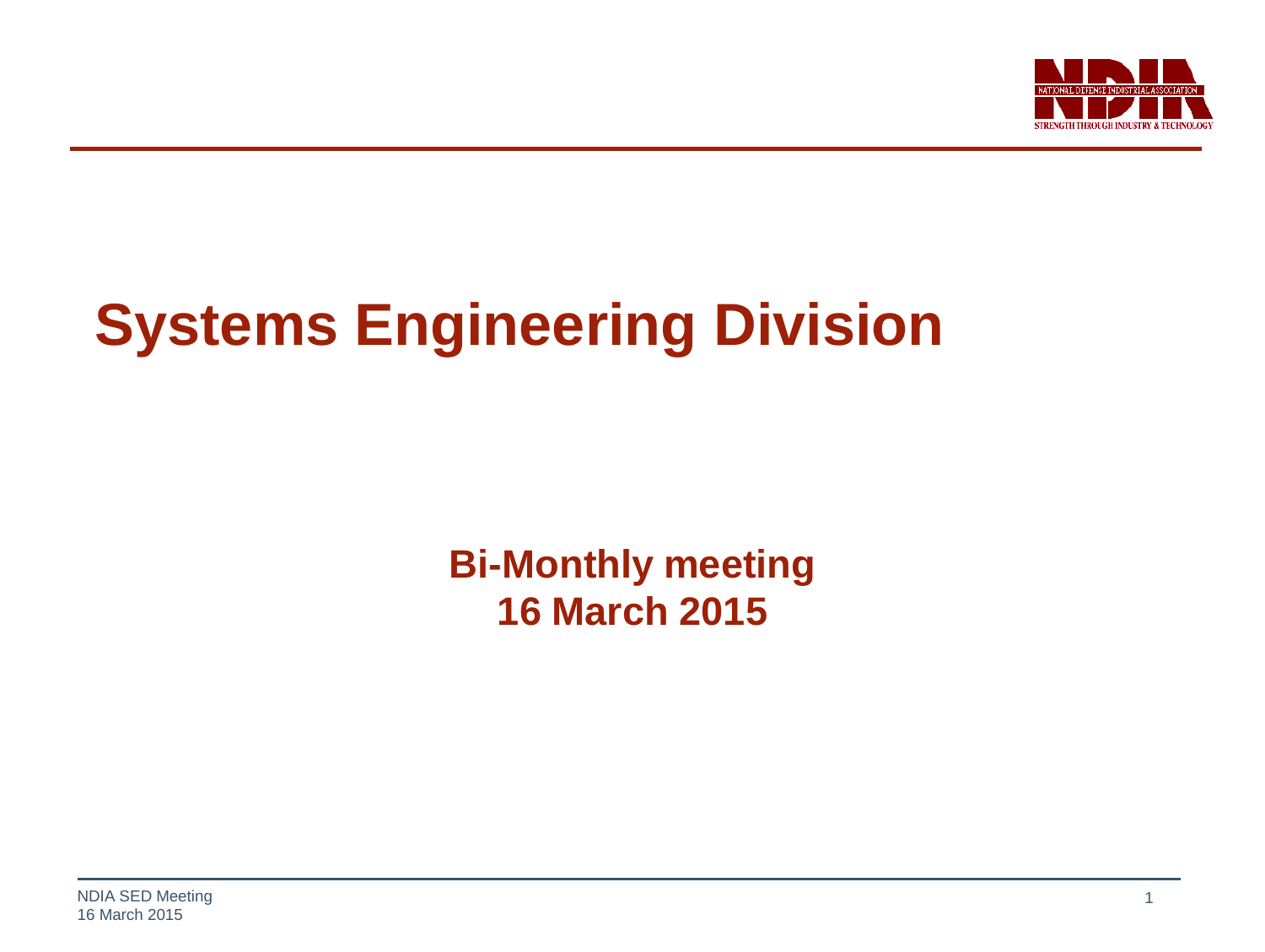# Systems Engineering Division

**Bi-Monthly meeting**
**16 March 2015**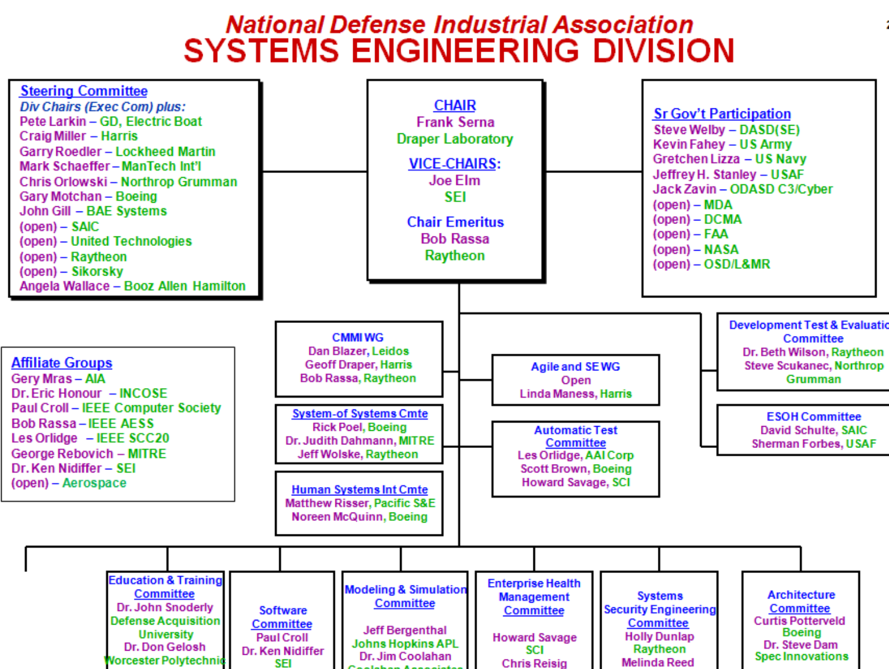# National Defense Industrial Association

# SYSTEMS ENGINEERING DIVISION

## Steering Committee

*Div Chairs (Exec Com) plus:*

- Pete Larkin – GD, Electric Boat
- Craig Miller – Harris
- Garry Roedler – Lockheed Martin
- Mark Schaeffer – ManTech Int'l
- Chris Orlowski – Northrop Grumman
- Gary Motchan – Boeing
- John Gill – BAE Systems
- (open) – SAIC
- (open) – United Technologies
- (open) – Raytheon
- (open) – Sikorsky
- Angela Wallace – Booz Allen Hamilton

## CHAIR

Frank Serna
Draper Laboratory

## VICE-CHAIRS:

Joe Elm
SEI

## Chair Emeritus

Bob Rassa
Raytheon

## Sr Gov't Participation

- Steve Welby – DASD(SE)
- Kevin Fahey – US Army
- Gretchen Lizza – US Navy
- Jeffrey H. Stanley – USAF
- Jack Zavin – ODASD C3/Cyber
- (open) – MDA
- (open) – DCMA
- (open) – FAA
- (open) – NASA
- (open) – OSD/L&MR

## Affiliate Groups

- Gery Mras – AIA
- Dr. Eric Honour – INCOSE
- Paul Croll – IEEE Computer Society
- Bob Rassa – IEEE AESS
- Les Orlidge – IEEE SCC20
- George Rebovich – MITRE
- Dr. Ken Nidiffer – SEI
- (open) – Aerospace

## CMMI WG

Dan Blazer, Leidos
Geoff Draper, Harris
Bob Rassa, Raytheon

## System-of Systems Cmte

Rick Poel, Boeing
Dr. Judith Dahmann, MITRE
Jeff Wolske, Raytheon

## Human Systems Int Cmte

Matthew Risser, Pacific S&E
Noreen McQuinn, Boeing

## Agile and SE WG

Open
Linda Maness, Harris

## Automatic Test Committee

Les Orlidge, AAI Corp
Scott Brown, Boeing
Howard Savage, SCI

## Development Test & Evaluation Committee

Dr. Beth Wilson, Raytheon
Steve Scukanec, Northrop Grumman

## ESOH Committee

David Schulte, SAIC
Sherman Forbes, USAF

## Education & Training Committee

Dr. John Snoderly
Defense Acquisition University
Dr. Don Gelosh
Worcester Polytechnic

## Software Committee

Paul Croll
Dr. Ken Nidiffer
SEI

## Modeling & Simulation Committee

Jeff Bergenthal
Johns Hopkins APL
Dr. Jim Coolahan
Coolahan Associates

## Enterprise Health Management Committee

Howard Savage
SCI
Chris Reisig

## Systems Security Engineering Committee

Holly Dunlap
Raytheon
Melinda Reed

## Architecture Committee

Curtis Potterveld
Boeing
Dr. Steve Dam
Spec Innovations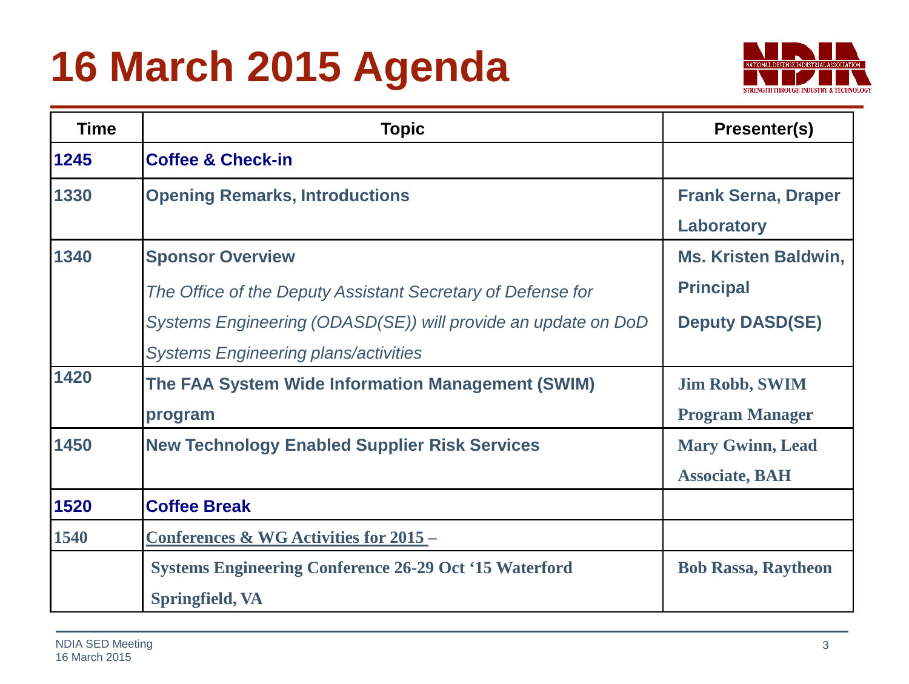# 16 March 2015 Agenda

| Time | Topic | Presenter(s) |
| --- | --- | --- |
| **1245** | **Coffee & Check-in** | |
| **1330** | **Opening Remarks, Introductions** | **Frank Serna, Draper Laboratory** |
| **1340** | **Sponsor Overview** *The Office of the Deputy Assistant Secretary of Defense for Systems Engineering (ODASD(SE)) will provide an update on DoD Systems Engineering plans/activities* | **Ms. Kristen Baldwin, Principal Deputy DASD(SE)** |
| **1420** | **The FAA System Wide Information Management (SWIM) program** | **Jim Robb, SWIM Program Manager** |
| **1450** | **New Technology Enabled Supplier Risk Services** | **Mary Gwinn, Lead Associate, BAH** |
| **1520** | **Coffee Break** | |
| **1540** | **Conferences & WG Activities for 2015 –** | |
| | **Systems Engineering Conference 26-29 Oct '15 Waterford Springfield, VA** | **Bob Rassa, Raytheon** |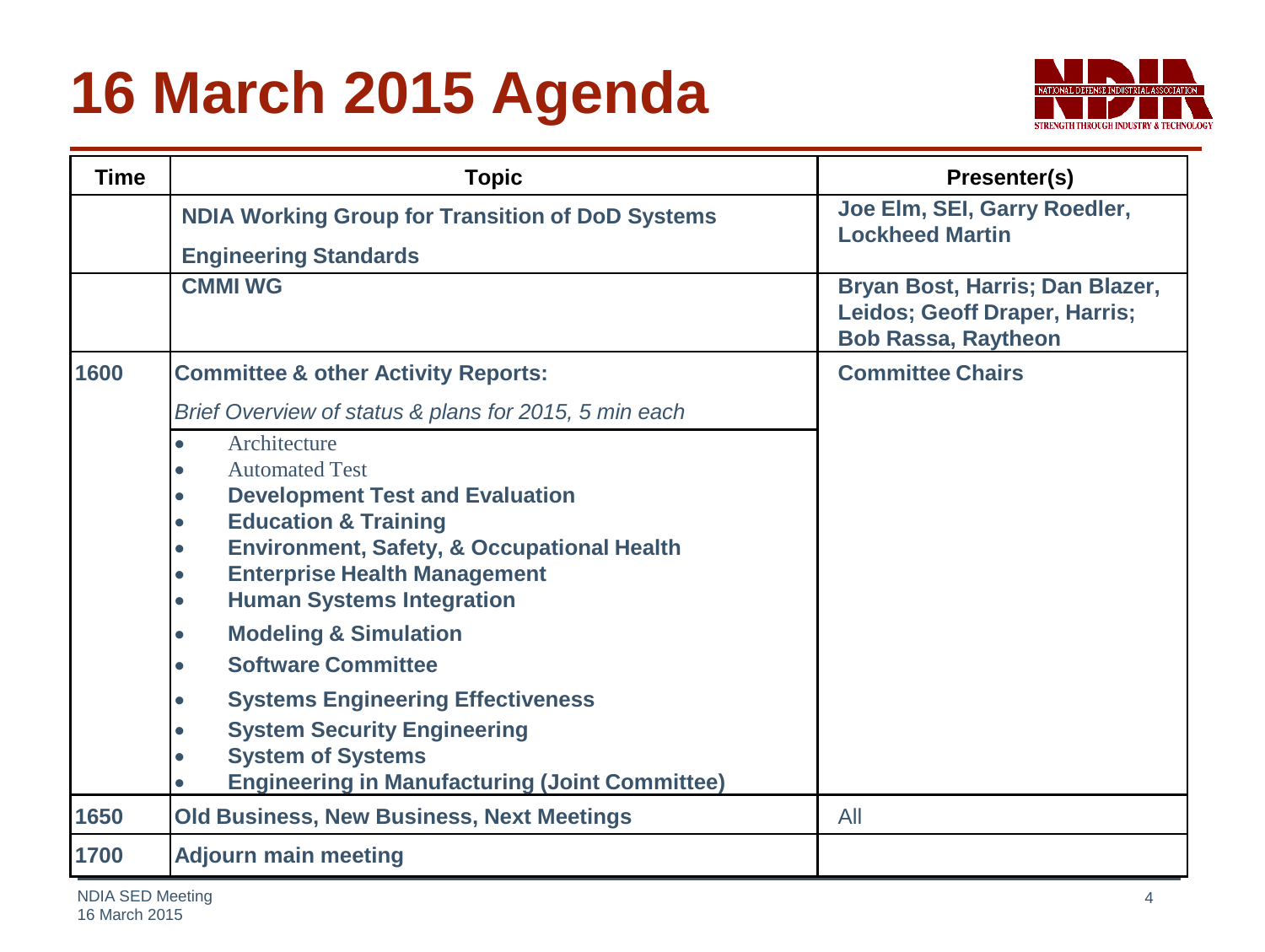# 16 March 2015 Agenda

| Time | Topic | Presenter(s) |
|---|---|---|
| | **NDIA Working Group for Transition of DoD Systems Engineering Standards** | **Joe Elm, SEI, Garry Roedler, Lockheed Martin** |
| | **CMMI WG** | **Bryan Bost, Harris; Dan Blazer, Leidos; Geoff Draper, Harris; Bob Rassa, Raytheon** |
| **1600** | **Committee & other Activity Reports:**<br>*Brief Overview of status & plans for 2015, 5 min each*<br>• Architecture<br>• Automated Test<br>• **Development Test and Evaluation**<br>• **Education & Training**<br>• **Environment, Safety, & Occupational Health**<br>• **Enterprise Health Management**<br>• **Human Systems Integration**<br>• **Modeling & Simulation**<br>• **Software Committee**<br>• **Systems Engineering Effectiveness**<br>• **System Security Engineering**<br>• **System of Systems**<br>• **Engineering in Manufacturing (Joint Committee)** | **Committee Chairs** |
| **1650** | **Old Business, New Business, Next Meetings** | All |
| **1700** | **Adjourn main meeting** | |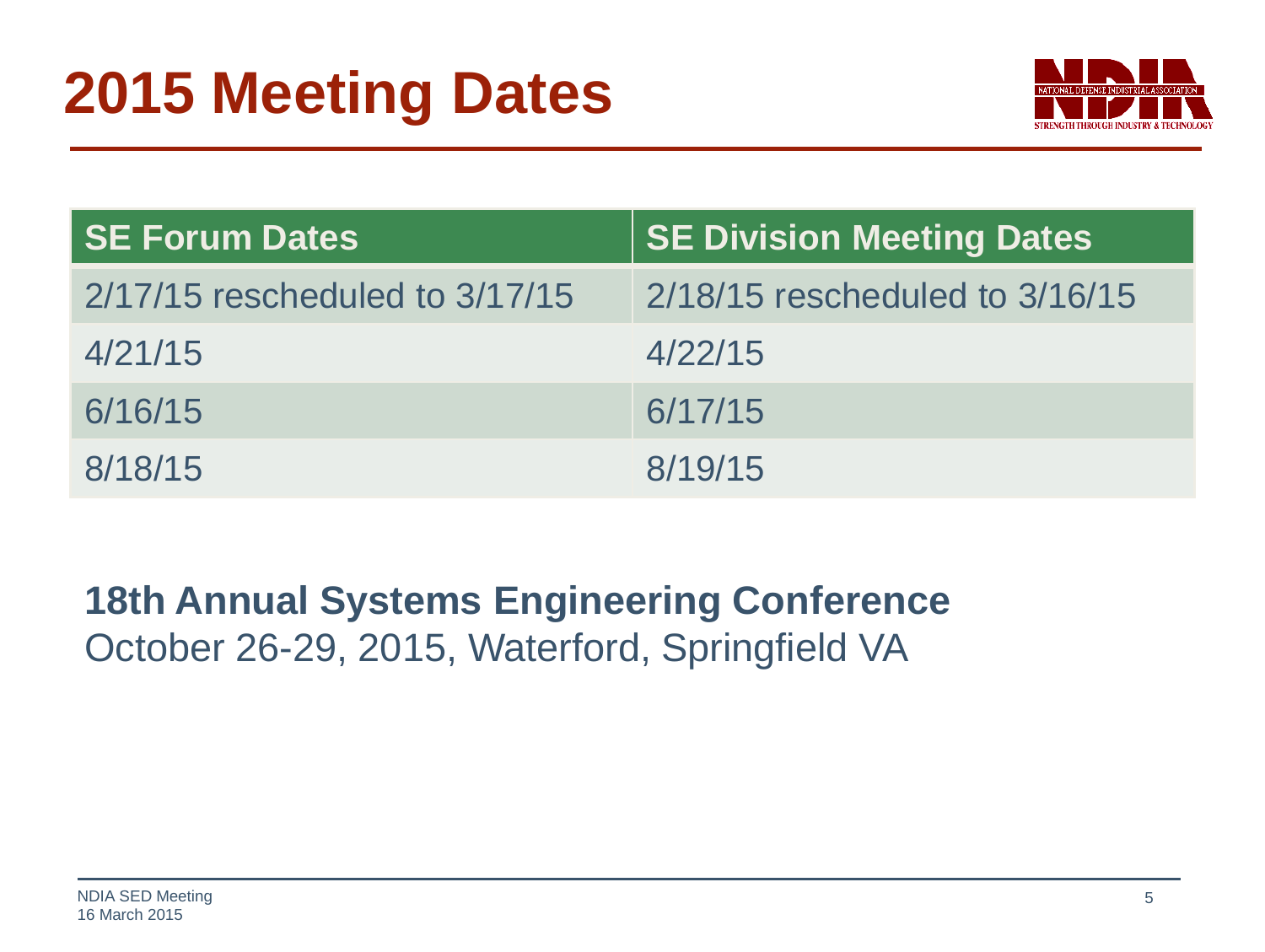# 2015 Meeting Dates

| SE Forum Dates | SE Division Meeting Dates |
|---|---|
| 2/17/15 rescheduled to 3/17/15 | 2/18/15 rescheduled to 3/16/15 |
| 4/21/15 | 4/22/15 |
| 6/16/15 | 6/17/15 |
| 8/18/15 | 8/19/15 |

**18th Annual Systems Engineering Conference**
October 26-29, 2015, Waterford, Springfield VA